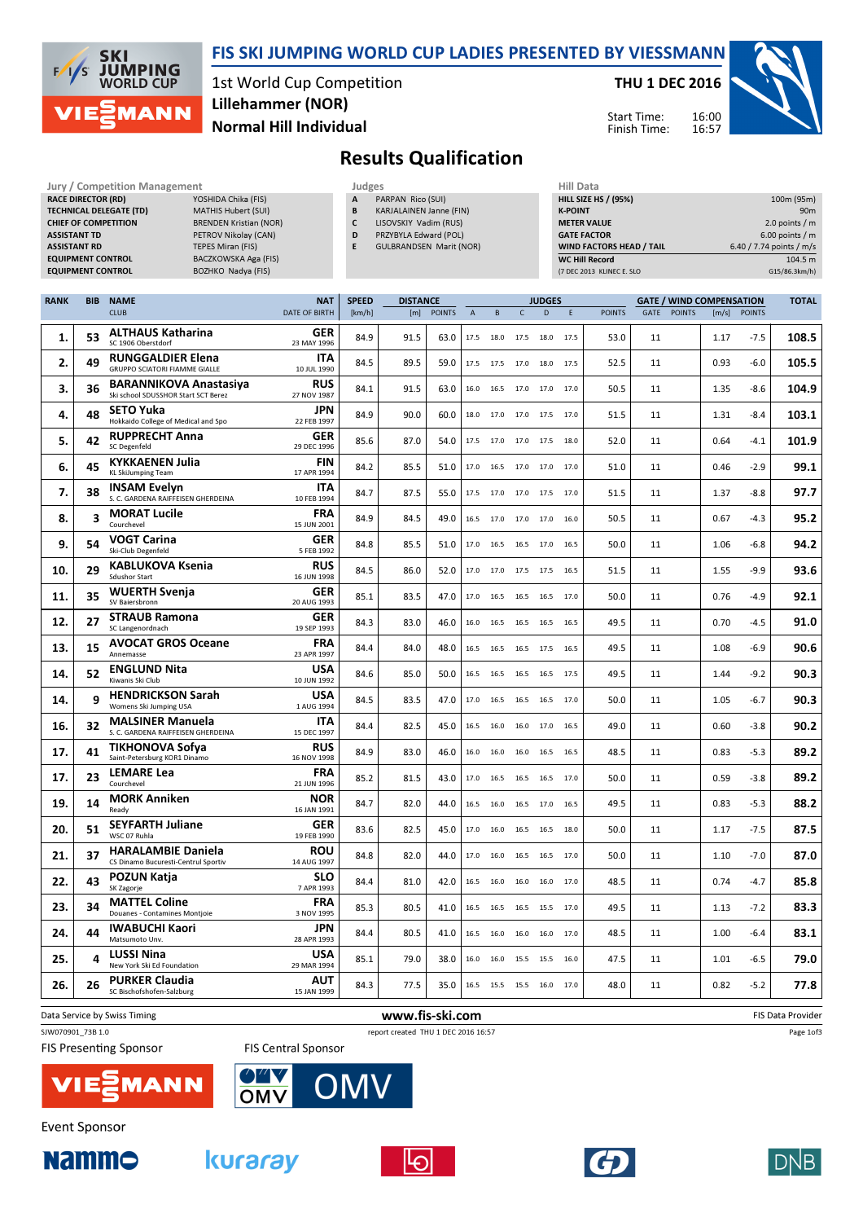# FIS SKI JUMPING WORLD CUP LADIES PRESENTED BY VIESSMANN

1st World Cup Competition
**Lillehammer (NOR)**
**Normal Hill Individual**

**THU 1 DEC 2016**

Start Time: 16:00
Finish Time: 16:57

## Results Qualification

| Jury / Competition Management | |
|---|---|
| RACE DIRECTOR (RD) | YOSHIDA Chika (FIS) |
| TECHNICAL DELEGATE (TD) | MATHIS Hubert (SUI) |
| CHIEF OF COMPETITION | BRENDEN Kristian (NOR) |
| ASSISTANT TD | PETROV Nikolay (CAN) |
| ASSISTANT RD | TEPES Miran (FIS) |
| EQUIPMENT CONTROL | BACZKOWSKA Aga (FIS) |
| EQUIPMENT CONTROL | BOZHKO Nadya (FIS) |

| Judges | |
|---|---|
| A | PARPAN Rico (SUI) |
| B | KARJALAINEN Janne (FIN) |
| C | LISOVSKIY Vadim (RUS) |
| D | PRZYBYLA Edward (POL) |
| E | GULBRANDSEN Marit (NOR) |

| Hill Data | |
|---|---|
| HILL SIZE HS / (95%) | 100m (95m) |
| K-POINT | 90m |
| METER VALUE | 2.0 points / m |
| GATE FACTOR | 6.00 points / m |
| WIND FACTORS HEAD / TAIL | 6.40 / 7.74 points / m/s |
| WC Hill Record | 104.5 m |
| (7 DEC 2013 KLINEC E. SLO | G15/86.3km/h) |

| RANK | BIB | NAME / CLUB | NAT / DATE OF BIRTH | SPEED [km/h] | DISTANCE [m] | DISTANCE POINTS | A | B | C | D | E | JUDGES POINTS | GATE | GATE POINTS | WIND [m/s] | WIND POINTS | TOTAL |
|---|---|---|---|---|---|---|---|---|---|---|---|---|---|---|---|---|---|
| 1. | 53 | ALTHAUS Katharina<br>SC 1906 Oberstdorf | GER<br>23 MAY 1996 | 84.9 | 91.5 | 63.0 | 17.5 | 18.0 | 17.5 | 18.0 | 17.5 | 53.0 | 11 | | 1.17 | -7.5 | 108.5 |
| 2. | 49 | RUNGGALDIER Elena<br>GRUPPO SCIATORI FIAMME GIALLE | ITA<br>10 JUL 1990 | 84.5 | 89.5 | 59.0 | 17.5 | 17.5 | 17.0 | 18.0 | 17.5 | 52.5 | 11 | | 0.93 | -6.0 | 105.5 |
| 3. | 36 | BARANNIKOVA Anastasiya<br>Ski school SDUSSHOR Start SCT Berez | RUS<br>27 NOV 1987 | 84.1 | 91.5 | 63.0 | 16.0 | 16.5 | 17.0 | 17.0 | 17.0 | 50.5 | 11 | | 1.35 | -8.6 | 104.9 |
| 4. | 48 | SETO Yuka<br>Hokkaido College of Medical and Spo | JPN<br>22 FEB 1997 | 84.9 | 90.0 | 60.0 | 18.0 | 17.0 | 17.0 | 17.5 | 17.0 | 51.5 | 11 | | 1.31 | -8.4 | 103.1 |
| 5. | 42 | RUPPRECHT Anna<br>SC Degenfeld | GER<br>29 DEC 1996 | 85.6 | 87.0 | 54.0 | 17.5 | 17.0 | 17.0 | 17.5 | 18.0 | 52.0 | 11 | | 0.64 | -4.1 | 101.9 |
| 6. | 45 | KYKKAENEN Julia<br>KL SkiJumping Team | FIN<br>17 APR 1994 | 84.2 | 85.5 | 51.0 | 17.0 | 16.5 | 17.0 | 17.0 | 17.0 | 51.0 | 11 | | 0.46 | -2.9 | 99.1 |
| 7. | 38 | INSAM Evelyn<br>S. C. GARDENA RAIFFEISEN GHERDEINA | ITA<br>10 FEB 1994 | 84.7 | 87.5 | 55.0 | 17.5 | 17.0 | 17.0 | 17.5 | 17.0 | 51.5 | 11 | | 1.37 | -8.8 | 97.7 |
| 8. | 3 | MORAT Lucile<br>Courchevel | FRA<br>15 JUN 2001 | 84.9 | 84.5 | 49.0 | 16.5 | 17.0 | 17.0 | 17.0 | 16.0 | 50.5 | 11 | | 0.67 | -4.3 | 95.2 |
| 9. | 54 | VOGT Carina<br>Ski-Club Degenfeld | GER<br>5 FEB 1992 | 84.8 | 85.5 | 51.0 | 17.0 | 16.5 | 16.5 | 17.0 | 16.5 | 50.0 | 11 | | 1.06 | -6.8 | 94.2 |
| 10. | 29 | KABLUKOVA Ksenia<br>Sdushor Start | RUS<br>16 JUN 1998 | 84.5 | 86.0 | 52.0 | 17.0 | 17.0 | 17.5 | 17.5 | 16.5 | 51.5 | 11 | | 1.55 | -9.9 | 93.6 |
| 11. | 35 | WUERTH Svenja<br>SV Baiersbronn | GER<br>20 AUG 1993 | 85.1 | 83.5 | 47.0 | 17.0 | 16.5 | 16.5 | 16.5 | 17.0 | 50.0 | 11 | | 0.76 | -4.9 | 92.1 |
| 12. | 27 | STRAUB Ramona<br>SC Langenordnach | GER<br>19 SEP 1993 | 84.3 | 83.0 | 46.0 | 16.0 | 16.5 | 16.5 | 16.5 | 16.5 | 49.5 | 11 | | 0.70 | -4.5 | 91.0 |
| 13. | 15 | AVOCAT GROS Oceane<br>Annemasse | FRA<br>23 APR 1997 | 84.4 | 84.0 | 48.0 | 16.5 | 16.5 | 16.5 | 17.5 | 16.5 | 49.5 | 11 | | 1.08 | -6.9 | 90.6 |
| 14. | 52 | ENGLUND Nita<br>Kiwanis Ski Club | USA<br>10 JUN 1992 | 84.6 | 85.0 | 50.0 | 16.5 | 16.5 | 16.5 | 16.5 | 17.5 | 49.5 | 11 | | 1.44 | -9.2 | 90.3 |
| 14. | 9 | HENDRICKSON Sarah<br>Womens Ski Jumping USA | USA<br>1 AUG 1994 | 84.5 | 83.5 | 47.0 | 17.0 | 16.5 | 16.5 | 16.5 | 17.0 | 50.0 | 11 | | 1.05 | -6.7 | 90.3 |
| 16. | 32 | MALSINER Manuela<br>S. C. GARDENA RAIFFEISEN GHERDEINA | ITA<br>15 DEC 1997 | 84.4 | 82.5 | 45.0 | 16.5 | 16.0 | 16.0 | 17.0 | 16.5 | 49.0 | 11 | | 0.60 | -3.8 | 90.2 |
| 17. | 41 | TIKHONOVA Sofya<br>Saint-Petersburg KOR1 Dinamo | RUS<br>16 NOV 1998 | 84.9 | 83.0 | 46.0 | 16.0 | 16.0 | 16.0 | 16.5 | 16.5 | 48.5 | 11 | | 0.83 | -5.3 | 89.2 |
| 17. | 23 | LEMARE Lea<br>Courchevel | FRA<br>21 JUN 1996 | 85.2 | 81.5 | 43.0 | 17.0 | 16.5 | 16.5 | 16.5 | 17.0 | 50.0 | 11 | | 0.59 | -3.8 | 89.2 |
| 19. | 14 | MORK Anniken<br>Ready | NOR<br>16 JAN 1991 | 84.7 | 82.0 | 44.0 | 16.5 | 16.0 | 16.5 | 17.0 | 16.5 | 49.5 | 11 | | 0.83 | -5.3 | 88.2 |
| 20. | 51 | SEYFARTH Juliane<br>WSC 07 Ruhla | GER<br>19 FEB 1990 | 83.6 | 82.5 | 45.0 | 17.0 | 16.0 | 16.5 | 16.5 | 18.0 | 50.0 | 11 | | 1.17 | -7.5 | 87.5 |
| 21. | 37 | HARALAMBIE Daniela<br>CS Dinamo Bucuresti-Centrul Sportiv | ROU<br>14 AUG 1997 | 84.8 | 82.0 | 44.0 | 17.0 | 16.0 | 16.5 | 16.5 | 17.0 | 50.0 | 11 | | 1.10 | -7.0 | 87.0 |
| 22. | 43 | POZUN Katja<br>SK Zagorje | SLO<br>7 APR 1993 | 84.4 | 81.0 | 42.0 | 16.5 | 16.0 | 16.0 | 16.0 | 17.0 | 48.5 | 11 | | 0.74 | -4.7 | 85.8 |
| 23. | 34 | MATTEL Coline<br>Douanes - Contamines Montjoie | FRA<br>3 NOV 1995 | 85.3 | 80.5 | 41.0 | 16.5 | 16.5 | 16.5 | 15.5 | 17.0 | 49.5 | 11 | | 1.13 | -7.2 | 83.3 |
| 24. | 44 | IWABUCHI Kaori<br>Matsumoto Unv. | JPN<br>28 APR 1993 | 84.4 | 80.5 | 41.0 | 16.5 | 16.0 | 16.0 | 16.0 | 17.0 | 48.5 | 11 | | 1.00 | -6.4 | 83.1 |
| 25. | 4 | LUSSI Nina<br>New York Ski Ed Foundation | USA<br>29 MAR 1994 | 85.1 | 79.0 | 38.0 | 16.0 | 16.0 | 15.5 | 15.5 | 16.0 | 47.5 | 11 | | 1.01 | -6.5 | 79.0 |
| 26. | 26 | PURKER Claudia<br>SC Bischofshofen-Salzburg | AUT<br>15 JAN 1999 | 84.3 | 77.5 | 35.0 | 16.5 | 15.5 | 15.5 | 16.0 | 17.0 | 48.0 | 11 | | 0.82 | -5.2 | 77.8 |

Data Service by Swiss Timing | www.fis-ski.com | FIS Data Provider

SJW070901_73B 1.0 | report created THU 1 DEC 2016 16:57

FIS Presenting Sponsor: VIESSMANN
FIS Central Sponsor: OMV
Event Sponsor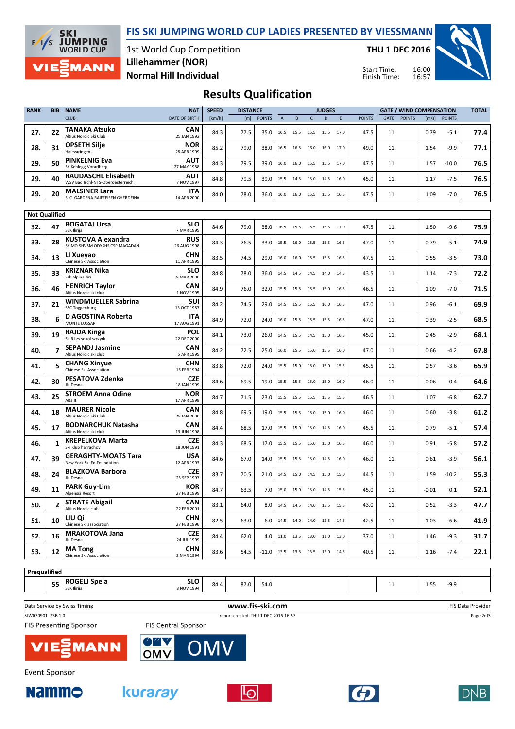# FIS SKI JUMPING WORLD CUP LADIES PRESENTED BY VIESSMANN

1st World Cup Competition
Lillehammer (NOR)
Normal Hill Individual

THU 1 DEC 2016

Start Time: 16:00
Finish Time: 16:57

## Results Qualification

| RANK | BIB | NAME / CLUB | NAT / DATE OF BIRTH | SPEED [km/h] | DISTANCE [m] | DISTANCE POINTS | A | B | C | D | E | JUDGES POINTS | GATE | GATE POINTS | WIND [m/s] | WIND POINTS | TOTAL |
|---|---|---|---|---|---|---|---|---|---|---|---|---|---|---|---|---|---|
| 27. | 22 | **TANAKA Atsuko** Altius Nordic Ski Club | CAN 25 JAN 1992 | 84.3 | 77.5 | 35.0 | 16.5 | 15.5 | 15.5 | 15.5 | 17.0 | 47.5 | 11 | | 0.79 | -5.1 | 77.4 |
| 28. | 31 | **OPSETH Silje** Holevaringen Il | NOR 28 APR 1999 | 85.2 | 79.0 | 38.0 | 16.5 | 16.5 | 16.0 | 16.0 | 17.0 | 49.0 | 11 | | 1.54 | -9.9 | 77.1 |
| 29. | 50 | **PINKELNIG Eva** SK Kehlegg-Vorarlberg | AUT 27 MAY 1988 | 84.3 | 79.5 | 39.0 | 16.0 | 16.0 | 15.5 | 15.5 | 17.0 | 47.5 | 11 | | 1.57 | -10.0 | 76.5 |
| 29. | 40 | **RAUDASCHL Elisabeth** WSV Bad Ischl-NTS-Oberoesterreich | AUT 7 NOV 1997 | 84.8 | 79.5 | 39.0 | 15.5 | 14.5 | 15.0 | 14.5 | 16.0 | 45.0 | 11 | | 1.17 | -7.5 | 76.5 |
| 29. | 20 | **MALSINER Lara** S. C. GARDENA RAIFFEISEN GHERDEINA | ITA 14 APR 2000 | 84.0 | 78.0 | 36.0 | 16.0 | 16.0 | 15.5 | 15.5 | 16.5 | 47.5 | 11 | | 1.09 | -7.0 | 76.5 |
| **Not Qualified** | | | | | | | | | | | | | | | | | |
| 32. | 47 | **BOGATAJ Ursa** SSK Ilirija | SLO 7 MAR 1995 | 84.6 | 79.0 | 38.0 | 16.5 | 15.5 | 15.5 | 15.5 | 17.0 | 47.5 | 11 | | 1.50 | -9.6 | 75.9 |
| 33. | 28 | **KUSTOVA Alexandra** SK MO SHVSM ODYSHS CSP MAGADAN | RUS 26 AUG 1998 | 84.3 | 76.5 | 33.0 | 15.5 | 16.0 | 15.5 | 15.5 | 16.5 | 47.0 | 11 | | 0.79 | -5.1 | 74.9 |
| 34. | 13 | **LI Xueyao** Chinese Ski Association | CHN 11 APR 1995 | 83.5 | 74.5 | 29.0 | 16.0 | 16.0 | 15.5 | 15.5 | 16.5 | 47.5 | 11 | | 0.55 | -3.5 | 73.0 |
| 35. | 33 | **KRIZNAR Nika** Ssk Alpina ziri | SLO 9 MAR 2000 | 84.8 | 78.0 | 36.0 | 14.5 | 14.5 | 14.5 | 14.0 | 14.5 | 43.5 | 11 | | 1.14 | -7.3 | 72.2 |
| 36. | 46 | **HENRICH Taylor** Altius Nordic ski club | CAN 1 NOV 1995 | 84.9 | 76.0 | 32.0 | 15.5 | 15.5 | 15.5 | 15.0 | 16.5 | 46.5 | 11 | | 1.09 | -7.0 | 71.5 |
| 37. | 21 | **WINDMUELLER Sabrina** SSC Toggenburg | SUI 13 OCT 1987 | 84.2 | 74.5 | 29.0 | 14.5 | 15.5 | 15.5 | 16.0 | 16.5 | 47.0 | 11 | | 0.96 | -6.1 | 69.9 |
| 38. | 6 | **D AGOSTINA Roberta** MONTE LUSSARI | ITA 17 AUG 1991 | 84.9 | 72.0 | 24.0 | 16.0 | 15.5 | 15.5 | 15.5 | 16.5 | 47.0 | 11 | | 0.39 | -2.5 | 68.5 |
| 39. | 19 | **RAJDA Kinga** Ss-R Lzs sokol szczyrk | POL 22 DEC 2000 | 84.1 | 73.0 | 26.0 | 14.5 | 15.5 | 14.5 | 15.0 | 16.5 | 45.0 | 11 | | 0.45 | -2.9 | 68.1 |
| 40. | 7 | **SEPANDJ Jasmine** Altius Nordic ski club | CAN 5 APR 1995 | 84.2 | 72.5 | 25.0 | 16.0 | 15.5 | 15.0 | 15.5 | 16.0 | 47.0 | 11 | | 0.66 | -4.2 | 67.8 |
| 41. | 5 | **CHANG Xinyue** Chinese Ski Association | CHN 13 FEB 1994 | 83.8 | 72.0 | 24.0 | 15.5 | 15.0 | 15.0 | 15.0 | 15.5 | 45.5 | 11 | | 0.57 | -3.6 | 65.9 |
| 42. | 30 | **PESATOVA Zdenka** Jkl Desna | CZE 18 JAN 1999 | 84.6 | 69.5 | 19.0 | 15.5 | 15.5 | 15.0 | 15.0 | 16.0 | 46.0 | 11 | | 0.06 | -0.4 | 64.6 |
| 43. | 25 | **STROEM Anna Odine** Alta If | NOR 17 APR 1998 | 84.7 | 71.5 | 23.0 | 15.5 | 15.5 | 15.5 | 15.5 | 15.5 | 46.5 | 11 | | 1.07 | -6.8 | 62.7 |
| 44. | 18 | **MAURER Nicole** Altius Nordic Ski Club | CAN 28 JAN 2000 | 84.8 | 69.5 | 19.0 | 15.5 | 15.5 | 15.0 | 15.0 | 16.0 | 46.0 | 11 | | 0.60 | -3.8 | 61.2 |
| 45. | 17 | **BODNARCHUK Natasha** Altius Nordic ski club | CAN 13 JUN 1998 | 84.4 | 68.5 | 17.0 | 15.5 | 15.0 | 15.0 | 14.5 | 16.0 | 45.5 | 11 | | 0.79 | -5.1 | 57.4 |
| 46. | 1 | **KREPELKOVA Marta** Ski Klub harrachov | CZE 18 JUN 1991 | 84.3 | 68.5 | 17.0 | 15.5 | 15.5 | 15.0 | 15.0 | 16.5 | 46.0 | 11 | | 0.91 | -5.8 | 57.2 |
| 47. | 39 | **GERAGHTY-MOATS Tara** New York Ski Ed Foundation | USA 12 APR 1993 | 84.6 | 67.0 | 14.0 | 15.5 | 15.5 | 15.0 | 14.5 | 16.0 | 46.0 | 11 | | 0.61 | -3.9 | 56.1 |
| 48. | 24 | **BLAZKOVA Barbora** Jkl Desna | CZE 23 SEP 1997 | 83.7 | 70.5 | 21.0 | 14.5 | 15.0 | 14.5 | 15.0 | 15.0 | 44.5 | 11 | | 1.59 | -10.2 | 55.3 |
| 49. | 11 | **PARK Guy-Lim** Alpensia Resort | KOR 27 FEB 1999 | 84.7 | 63.5 | 7.0 | 15.0 | 15.0 | 15.0 | 14.5 | 15.5 | 45.0 | 11 | | -0.01 | 0.1 | 52.1 |
| 50. | 2 | **STRATE Abigail** Altius Nordic club | CAN 22 FEB 2001 | 83.1 | 64.0 | 8.0 | 14.5 | 14.5 | 14.0 | 13.5 | 15.5 | 43.0 | 11 | | 0.52 | -3.3 | 47.7 |
| 51. | 10 | **LIU Qi** Chinese Ski association | CHN 27 FEB 1996 | 82.5 | 63.0 | 6.0 | 14.5 | 14.0 | 14.0 | 13.5 | 14.5 | 42.5 | 11 | | 1.03 | -6.6 | 41.9 |
| 52. | 16 | **MRAKOTOVA Jana** Jkl Desna | CZE 24 JUL 1999 | 84.4 | 62.0 | 4.0 | 11.0 | 13.5 | 13.0 | 11.0 | 13.0 | 37.0 | 11 | | 1.46 | -9.3 | 31.7 |
| 53. | 12 | **MA Tong** Chinese Ski Association | CHN 2 MAR 1994 | 83.6 | 54.5 | -11.0 | 13.5 | 13.5 | 13.5 | 13.0 | 14.5 | 40.5 | 11 | | 1.16 | -7.4 | 22.1 |
| **Prequalified** | | | | | | | | | | | | | | | | | |
| | 55 | **ROGELJ Spela** SSK Ilirija | SLO 8 NOV 1994 | 84.4 | 87.0 | 54.0 | | | | | | | 11 | | 1.55 | -9.9 | |

Data Service by Swiss Timing — www.fis-ski.com — FIS Data Provider

SJW070901_73B 1.0 — report created THU 1 DEC 2016 16:57

FIS Presenting Sponsor: VIESSMANN
FIS Central Sponsor: OMV
Event Sponsor: Nammo, kuraray, DNB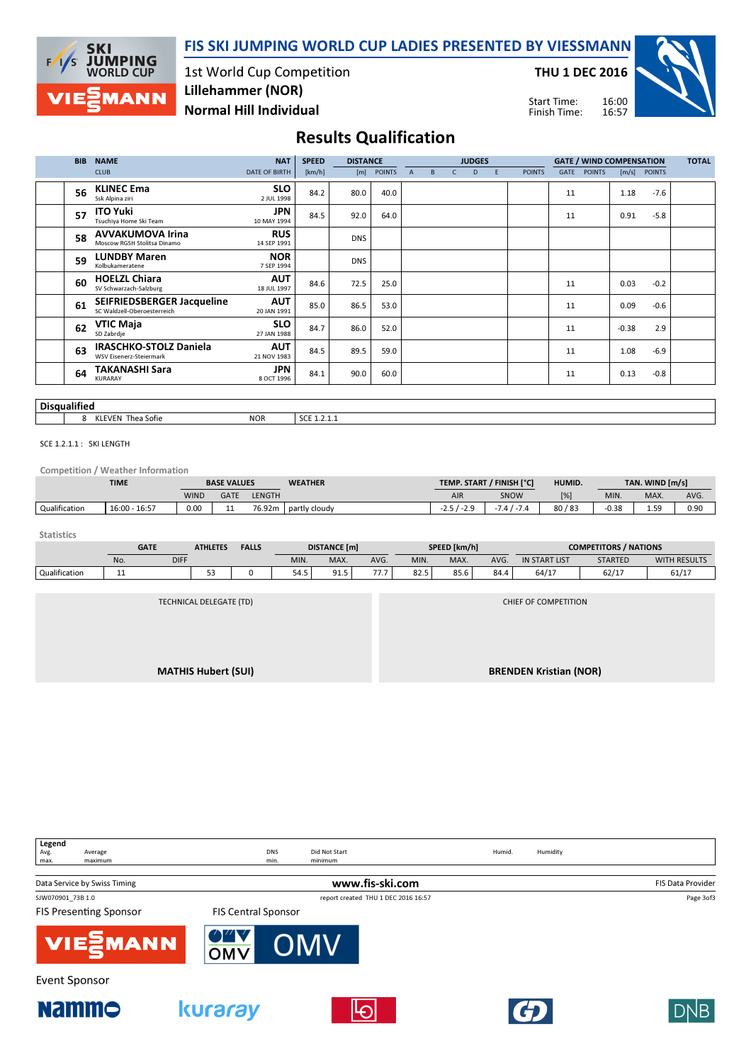# FIS SKI JUMPING WORLD CUP LADIES PRESENTED BY VIESSMANN

1st World Cup Competition
**Lillehammer (NOR)**
**Normal Hill Individual**

**THU 1 DEC 2016**

Start Time: 16:00
Finish Time: 16:57

## Results Qualification

| BIB | NAME / CLUB | NAT / DATE OF BIRTH | SPEED [km/h] | DISTANCE [m] | DISTANCE POINTS | JUDGES A | B | C | D | E | JUDGES POINTS | GATE | GATE POINTS | WIND [m/s] | WIND POINTS | TOTAL |
|---|---|---|---|---|---|---|---|---|---|---|---|---|---|---|---|---|
| 56 | KLINEC Ema / Ssk Alpina ziri | SLO / 2 JUL 1998 | 84.2 | 80.0 | 40.0 | | | | | | | 11 | | 1.18 | -7.6 | |
| 57 | ITO Yuki / Tsuchiya Home Ski Team | JPN / 10 MAY 1994 | 84.5 | 92.0 | 64.0 | | | | | | | 11 | | 0.91 | -5.8 | |
| 58 | AVVAKUMOVA Irina / Moscow RGSH Stolitsa Dinamo | RUS / 14 SEP 1991 | | DNS | | | | | | | | | | | | |
| 59 | LUNDBY Maren / Kolbukameratene | NOR / 7 SEP 1994 | | DNS | | | | | | | | | | | | |
| 60 | HOELZL Chiara / SV Schwarzach-Salzburg | AUT / 18 JUL 1997 | 84.6 | 72.5 | 25.0 | | | | | | | 11 | | 0.03 | -0.2 | |
| 61 | SEIFRIEDSBERGER Jacqueline / SC Waldzell-Oberoesterreich | AUT / 20 JAN 1991 | 85.0 | 86.5 | 53.0 | | | | | | | 11 | | 0.09 | -0.6 | |
| 62 | VTIC Maja / SD Zabrdje | SLO / 27 JAN 1988 | 84.7 | 86.0 | 52.0 | | | | | | | 11 | | -0.38 | 2.9 | |
| 63 | IRASCHKO-STOLZ Daniela / WSV Eisenerz-Steiermark | AUT / 21 NOV 1983 | 84.5 | 89.5 | 59.0 | | | | | | | 11 | | 1.08 | -6.9 | |
| 64 | TAKANASHI Sara / KURARAY | JPN / 8 OCT 1996 | 84.1 | 90.0 | 60.0 | | | | | | | 11 | | 0.13 | -0.8 | |

### Disqualified

| BIB | NAME | NAT | REASON |
|---|---|---|---|
| 8 | KLEVEN Thea Sofie | NOR | SCE 1.2.1.1 |

SCE 1.2.1.1 : SKI LENGTH

### Competition / Weather Information

| | TIME | BASE VALUES WIND | GATE | LENGTH | WEATHER | TEMP. START / FINISH [°C] AIR | SNOW | HUMID. [%] | TAN. WIND [m/s] MIN. | MAX. | AVG. |
|---|---|---|---|---|---|---|---|---|---|---|---|
| Qualification | 16:00 - 16:57 | 0.00 | 11 | 76.92m | partly cloudy | -2.5 / -2.9 | -7.4 / -7.4 | 80 / 83 | -0.38 | 1.59 | 0.90 |

### Statistics

| | GATE No. | DIFF | ATHLETES | FALLS | DISTANCE [m] MIN. | MAX. | AVG. | SPEED [km/h] MIN. | MAX. | AVG. | COMPETITORS / NATIONS IN START LIST | STARTED | WITH RESULTS |
|---|---|---|---|---|---|---|---|---|---|---|---|---|---|
| Qualification | 11 | | 53 | 0 | 54.5 | 91.5 | 77.7 | 82.5 | 85.6 | 84.4 | 64/17 | 62/17 | 61/17 |

| TECHNICAL DELEGATE (TD) | CHIEF OF COMPETITION |
|---|---|
| **MATHIS Hubert (SUI)** | **BRENDEN Kristian (NOR)** |

**Legend**
Avg. Average · DNS Did Not Start · Humid. Humidity
max. maximum · min. minimum

Data Service by Swiss Timing · www.fis-ski.com · FIS Data Provider
SJW070901_73B 1.0 · report created THU 1 DEC 2016 16:57

FIS Presenting Sponsor: VIESSMANN
FIS Central Sponsor: OMV
Event Sponsor: Nammo, kuraray, DNB